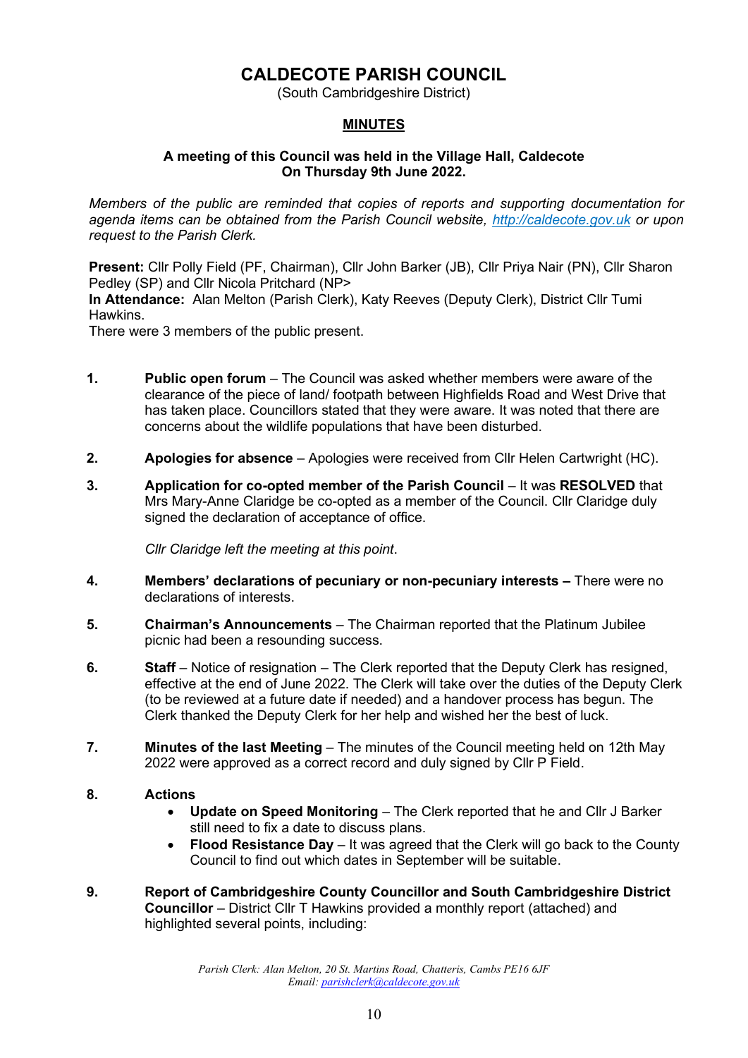# CALDECOTE PARISH COUNCIL

(South Cambridgeshire District)

## MINUTES

**A meeting of this Council was held in the Village Hall, Caldecote On Thursday 9th June 2022.**

*Members of the public are reminded that copies of reports and supporting documentation for agenda items can be obtained from the Parish Council website, [http://caldecote.gov.uk](http://caldecote.gov.uk) or upon request to the Parish Clerk.*

**Present:** Cllr Polly Field (PF, Chairman), Cllr John Barker (JB), Cllr Priya Nair (PN), Cllr Sharon Pedley (SP) and Cllr Nicola Pritchard (NP>

**In Attendance:** Alan Melton (Parish Clerk), Katy Reeves (Deputy Clerk), District Cllr Tumi Hawkins.

There were 3 members of the public present.

1. **Public open forum** – The Council was asked whether members were aware of the clearance of the piece of land/ footpath between Highfields Road and West Drive that has taken place. Councillors stated that they were aware. It was noted that there are concerns about the wildlife populations that have been disturbed.

2. **Apologies for absence** – Apologies were received from Cllr Helen Cartwright (HC).

3. **Application for co-opted member of the Parish Council** – It was **RESOLVED** that Mrs Mary-Anne Claridge be co-opted as a member of the Council. Cllr Claridge duly signed the declaration of acceptance of office.

   *Cllr Claridge left the meeting at this point*.

4. **Members' declarations of pecuniary or non-pecuniary interests –** There were no declarations of interests.

5. **Chairman's Announcements** – The Chairman reported that the Platinum Jubilee picnic had been a resounding success.

6. **Staff** – Notice of resignation – The Clerk reported that the Deputy Clerk has resigned, effective at the end of June 2022. The Clerk will take over the duties of the Deputy Clerk (to be reviewed at a future date if needed) and a handover process has begun. The Clerk thanked the Deputy Clerk for her help and wished her the best of luck.

7. **Minutes of the last Meeting** – The minutes of the Council meeting held on 12th May 2022 were approved as a correct record and duly signed by Cllr P Field.

8. **Actions**
   - **Update on Speed Monitoring** – The Clerk reported that he and Cllr J Barker still need to fix a date to discuss plans.
   - **Flood Resistance Day** – It was agreed that the Clerk will go back to the County Council to find out which dates in September will be suitable.

9. **Report of Cambridgeshire County Councillor and South Cambridgeshire District Councillor** – District Cllr T Hawkins provided a monthly report (attached) and highlighted several points, including: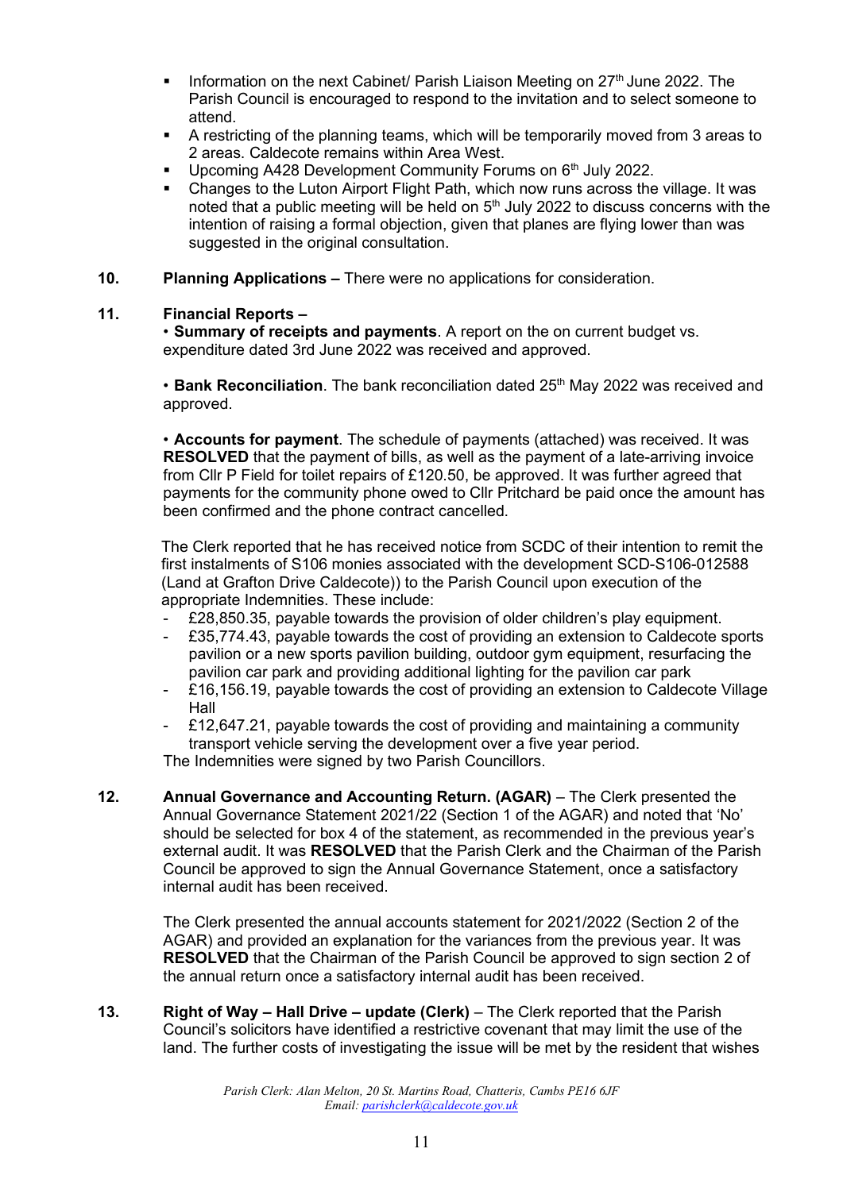- Information on the next Cabinet/ Parish Liaison Meeting on 27th June 2022. The Parish Council is encouraged to respond to the invitation and to select someone to attend.
- A restricting of the planning teams, which will be temporarily moved from 3 areas to 2 areas. Caldecote remains within Area West.
- Upcoming A428 Development Community Forums on 6th July 2022.
- Changes to the Luton Airport Flight Path, which now runs across the village. It was noted that a public meeting will be held on 5th July 2022 to discuss concerns with the intention of raising a formal objection, given that planes are flying lower than was suggested in the original consultation.

**10. Planning Applications –** There were no applications for consideration.

**11. Financial Reports –**

• **Summary of receipts and payments**. A report on the on current budget vs. expenditure dated 3rd June 2022 was received and approved.

• **Bank Reconciliation**. The bank reconciliation dated 25th May 2022 was received and approved.

• **Accounts for payment**. The schedule of payments (attached) was received. It was **RESOLVED** that the payment of bills, as well as the payment of a late-arriving invoice from Cllr P Field for toilet repairs of £120.50, be approved. It was further agreed that payments for the community phone owed to Cllr Pritchard be paid once the amount has been confirmed and the phone contract cancelled.

The Clerk reported that he has received notice from SCDC of their intention to remit the first instalments of S106 monies associated with the development SCD-S106-012588 (Land at Grafton Drive Caldecote)) to the Parish Council upon execution of the appropriate Indemnities. These include:

- £28,850.35, payable towards the provision of older children's play equipment.
- £35,774.43, payable towards the cost of providing an extension to Caldecote sports pavilion or a new sports pavilion building, outdoor gym equipment, resurfacing the pavilion car park and providing additional lighting for the pavilion car park
- £16,156.19, payable towards the cost of providing an extension to Caldecote Village Hall
- £12,647.21, payable towards the cost of providing and maintaining a community transport vehicle serving the development over a five year period.

The Indemnities were signed by two Parish Councillors.

**12. Annual Governance and Accounting Return. (AGAR)** – The Clerk presented the Annual Governance Statement 2021/22 (Section 1 of the AGAR) and noted that 'No' should be selected for box 4 of the statement, as recommended in the previous year's external audit. It was **RESOLVED** that the Parish Clerk and the Chairman of the Parish Council be approved to sign the Annual Governance Statement, once a satisfactory internal audit has been received.

The Clerk presented the annual accounts statement for 2021/2022 (Section 2 of the AGAR) and provided an explanation for the variances from the previous year. It was **RESOLVED** that the Chairman of the Parish Council be approved to sign section 2 of the annual return once a satisfactory internal audit has been received.

**13. Right of Way – Hall Drive – update (Clerk)** – The Clerk reported that the Parish Council's solicitors have identified a restrictive covenant that may limit the use of the land. The further costs of investigating the issue will be met by the resident that wishes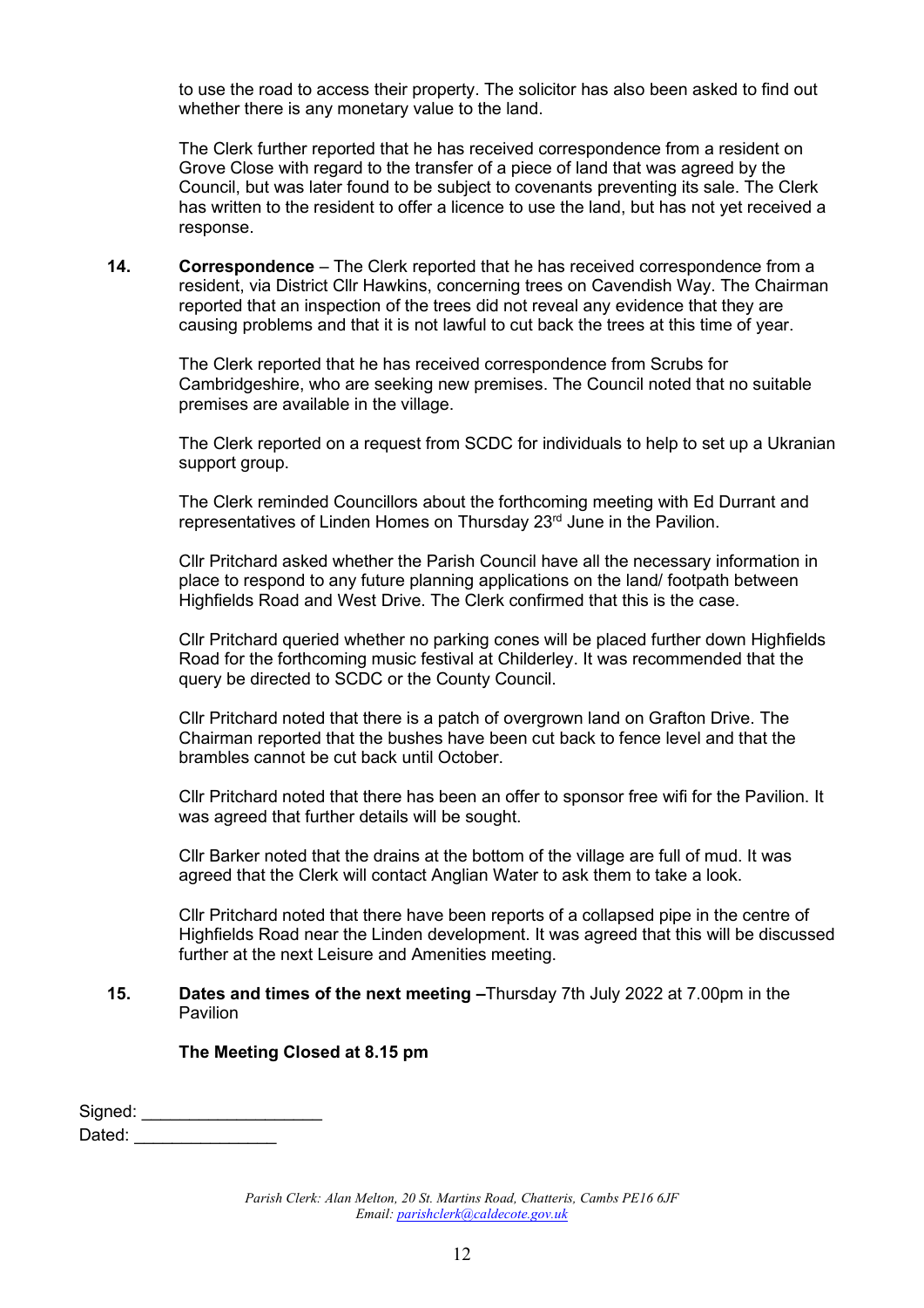to use the road to access their property. The solicitor has also been asked to find out whether there is any monetary value to the land.

The Clerk further reported that he has received correspondence from a resident on Grove Close with regard to the transfer of a piece of land that was agreed by the Council, but was later found to be subject to covenants preventing its sale. The Clerk has written to the resident to offer a licence to use the land, but has not yet received a response.

**14.** **Correspondence** – The Clerk reported that he has received correspondence from a resident, via District Cllr Hawkins, concerning trees on Cavendish Way. The Chairman reported that an inspection of the trees did not reveal any evidence that they are causing problems and that it is not lawful to cut back the trees at this time of year.

The Clerk reported that he has received correspondence from Scrubs for Cambridgeshire, who are seeking new premises. The Council noted that no suitable premises are available in the village.

The Clerk reported on a request from SCDC for individuals to help to set up a Ukranian support group.

The Clerk reminded Councillors about the forthcoming meeting with Ed Durrant and representatives of Linden Homes on Thursday 23rd June in the Pavilion.

Cllr Pritchard asked whether the Parish Council have all the necessary information in place to respond to any future planning applications on the land/ footpath between Highfields Road and West Drive. The Clerk confirmed that this is the case.

Cllr Pritchard queried whether no parking cones will be placed further down Highfields Road for the forthcoming music festival at Childerley. It was recommended that the query be directed to SCDC or the County Council.

Cllr Pritchard noted that there is a patch of overgrown land on Grafton Drive. The Chairman reported that the bushes have been cut back to fence level and that the brambles cannot be cut back until October.

Cllr Pritchard noted that there has been an offer to sponsor free wifi for the Pavilion. It was agreed that further details will be sought.

Cllr Barker noted that the drains at the bottom of the village are full of mud. It was agreed that the Clerk will contact Anglian Water to ask them to take a look.

Cllr Pritchard noted that there have been reports of a collapsed pipe in the centre of Highfields Road near the Linden development. It was agreed that this will be discussed further at the next Leisure and Amenities meeting.

**15.** **Dates and times of the next meeting –** Thursday 7th July 2022 at 7.00pm in the Pavilion

**The Meeting Closed at 8.15 pm**

Signed: ___________________

Dated: _______________

*Parish Clerk: Alan Melton, 20 St. Martins Road, Chatteris, Cambs PE16 6JF*
*Email: parishclerk@caldecote.gov.uk*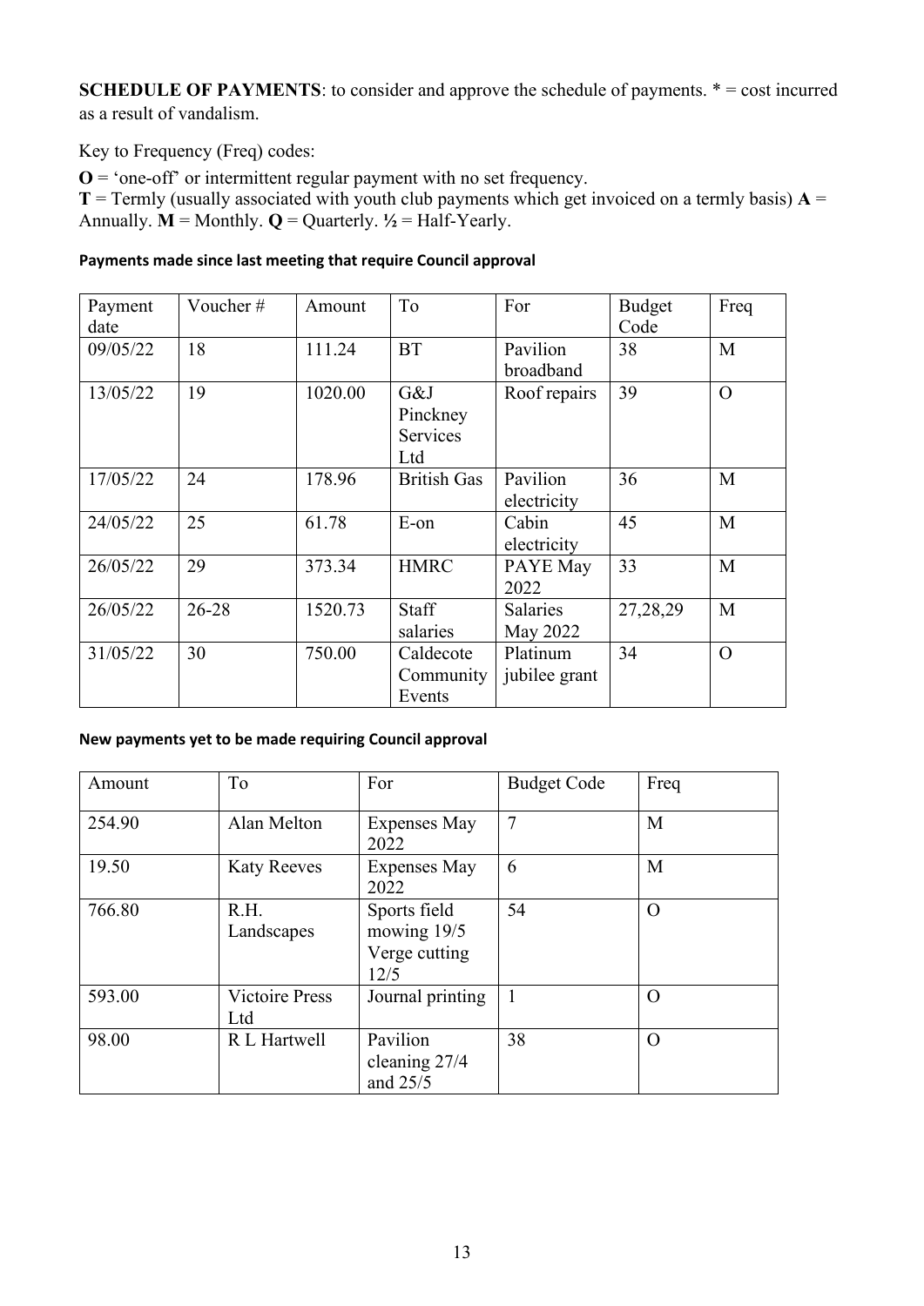**SCHEDULE OF PAYMENTS**: to consider and approve the schedule of payments. * = cost incurred as a result of vandalism.

Key to Frequency (Freq) codes:

**O** = 'one-off' or intermittent regular payment with no set frequency.
**T** = Termly (usually associated with youth club payments which get invoiced on a termly basis) **A** = Annually. **M** = Monthly. **Q** = Quarterly. **½** = Half-Yearly.

**Payments made since last meeting that require Council approval**

| Payment date | Voucher # | Amount | To | For | Budget Code | Freq |
|---|---|---|---|---|---|---|
| 09/05/22 | 18 | 111.24 | BT | Pavilion broadband | 38 | M |
| 13/05/22 | 19 | 1020.00 | G&J Pinckney Services Ltd | Roof repairs | 39 | O |
| 17/05/22 | 24 | 178.96 | British Gas | Pavilion electricity | 36 | M |
| 24/05/22 | 25 | 61.78 | E-on | Cabin electricity | 45 | M |
| 26/05/22 | 29 | 373.34 | HMRC | PAYE May 2022 | 33 | M |
| 26/05/22 | 26-28 | 1520.73 | Staff salaries | Salaries May 2022 | 27,28,29 | M |
| 31/05/22 | 30 | 750.00 | Caldecote Community Events | Platinum jubilee grant | 34 | O |

**New payments yet to be made requiring Council approval**

| Amount | To | For | Budget Code | Freq |
|---|---|---|---|---|
| 254.90 | Alan Melton | Expenses May 2022 | 7 | M |
| 19.50 | Katy Reeves | Expenses May 2022 | 6 | M |
| 766.80 | R.H. Landscapes | Sports field mowing 19/5 Verge cutting 12/5 | 54 | O |
| 593.00 | Victoire Press Ltd | Journal printing | 1 | O |
| 98.00 | R L Hartwell | Pavilion cleaning 27/4 and 25/5 | 38 | O |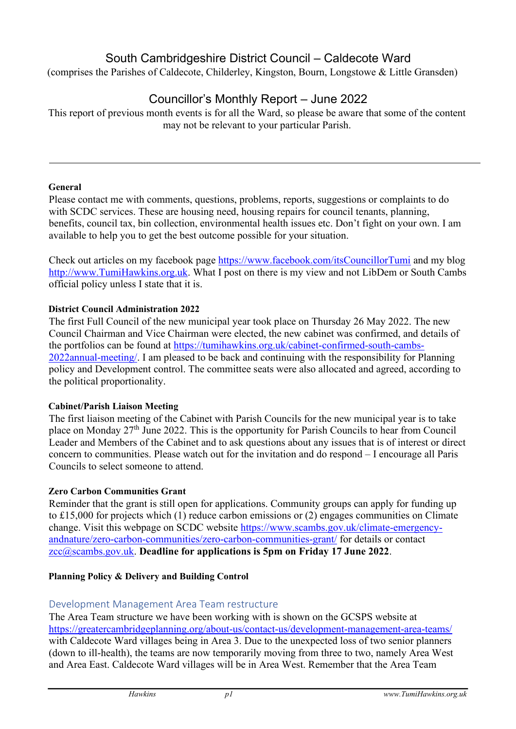# South Cambridgeshire District Council – Caldecote Ward

(comprises the Parishes of Caldecote, Childerley, Kingston, Bourn, Longstowe & Little Gransden)

## Councillor's Monthly Report – June 2022

This report of previous month events is for all the Ward, so please be aware that some of the content may not be relevant to your particular Parish.

---

**General**

Please contact me with comments, questions, problems, reports, suggestions or complaints to do with SCDC services. These are housing need, housing repairs for council tenants, planning, benefits, council tax, bin collection, environmental health issues etc. Don't fight on your own. I am available to help you to get the best outcome possible for your situation.

Check out articles on my facebook page https://www.facebook.com/itsCouncillorTumi and my blog http://www.TumiHawkins.org.uk. What I post on there is my view and not LibDem or South Cambs official policy unless I state that it is.

**District Council Administration 2022**

The first Full Council of the new municipal year took place on Thursday 26 May 2022. The new Council Chairman and Vice Chairman were elected, the new cabinet was confirmed, and details of the portfolios can be found at https://tumihawkins.org.uk/cabinet-confirmed-south-cambs-2022annual-meeting/. I am pleased to be back and continuing with the responsibility for Planning policy and Development control. The committee seats were also allocated and agreed, according to the political proportionality.

**Cabinet/Parish Liaison Meeting**

The first liaison meeting of the Cabinet with Parish Councils for the new municipal year is to take place on Monday 27th June 2022. This is the opportunity for Parish Councils to hear from Council Leader and Members of the Cabinet and to ask questions about any issues that is of interest or direct concern to communities. Please watch out for the invitation and do respond – I encourage all Paris Councils to select someone to attend.

**Zero Carbon Communities Grant**

Reminder that the grant is still open for applications. Community groups can apply for funding up to £15,000 for projects which (1) reduce carbon emissions or (2) engages communities on Climate change. Visit this webpage on SCDC website https://www.scambs.gov.uk/climate-emergency-andnature/zero-carbon-communities/zero-carbon-communities-grant/ for details or contact zcc@scambs.gov.uk. **Deadline for applications is 5pm on Friday 17 June 2022**.

**Planning Policy & Delivery and Building Control**

### Development Management Area Team restructure

The Area Team structure we have been working with is shown on the GCSPS website at https://greatercambridgeplanning.org/about-us/contact-us/development-management-area-teams/ with Caldecote Ward villages being in Area 3. Due to the unexpected loss of two senior planners (down to ill-health), the teams are now temporarily moving from three to two, namely Area West and Area East. Caldecote Ward villages will be in Area West. Remember that the Area Team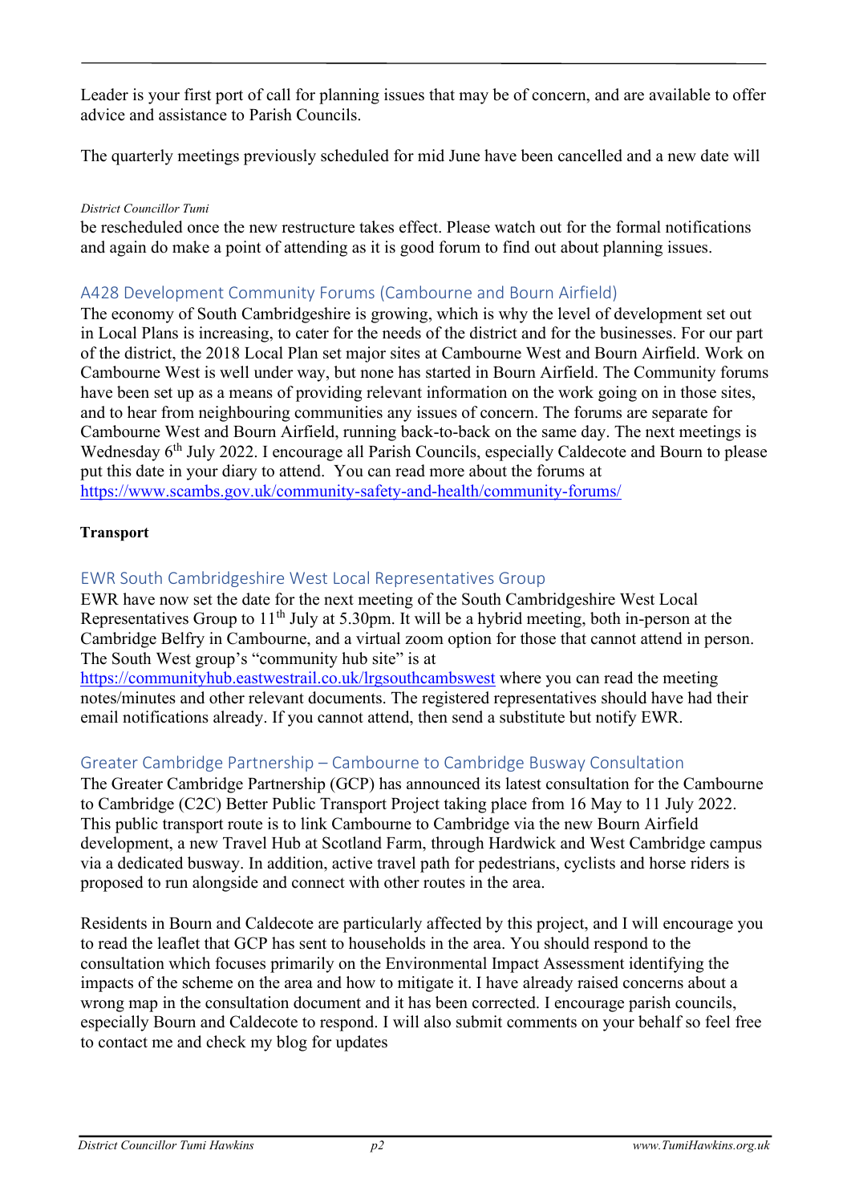Leader is your first port of call for planning issues that may be of concern, and are available to offer advice and assistance to Parish Councils.

The quarterly meetings previously scheduled for mid June have been cancelled and a new date will be rescheduled once the new restructure takes effect. Please watch out for the formal notifications and again do make a point of attending as it is good forum to find out about planning issues.

### A428 Development Community Forums (Cambourne and Bourn Airfield)

The economy of South Cambridgeshire is growing, which is why the level of development set out in Local Plans is increasing, to cater for the needs of the district and for the businesses. For our part of the district, the 2018 Local Plan set major sites at Cambourne West and Bourn Airfield. Work on Cambourne West is well under way, but none has started in Bourn Airfield. The Community forums have been set up as a means of providing relevant information on the work going on in those sites, and to hear from neighbouring communities any issues of concern. The forums are separate for Cambourne West and Bourn Airfield, running back-to-back on the same day. The next meetings is Wednesday 6th July 2022. I encourage all Parish Councils, especially Caldecote and Bourn to please put this date in your diary to attend. You can read more about the forums at https://www.scambs.gov.uk/community-safety-and-health/community-forums/

**Transport**

### EWR South Cambridgeshire West Local Representatives Group

EWR have now set the date for the next meeting of the South Cambridgeshire West Local Representatives Group to 11th July at 5.30pm. It will be a hybrid meeting, both in-person at the Cambridge Belfry in Cambourne, and a virtual zoom option for those that cannot attend in person. The South West group's "community hub site" is at https://communityhub.eastwestrail.co.uk/lrgsouthcambswest where you can read the meeting notes/minutes and other relevant documents. The registered representatives should have had their email notifications already. If you cannot attend, then send a substitute but notify EWR.

### Greater Cambridge Partnership – Cambourne to Cambridge Busway Consultation

The Greater Cambridge Partnership (GCP) has announced its latest consultation for the Cambourne to Cambridge (C2C) Better Public Transport Project taking place from 16 May to 11 July 2022. This public transport route is to link Cambourne to Cambridge via the new Bourn Airfield development, a new Travel Hub at Scotland Farm, through Hardwick and West Cambridge campus via a dedicated busway. In addition, active travel path for pedestrians, cyclists and horse riders is proposed to run alongside and connect with other routes in the area.

Residents in Bourn and Caldecote are particularly affected by this project, and I will encourage you to read the leaflet that GCP has sent to households in the area. You should respond to the consultation which focuses primarily on the Environmental Impact Assessment identifying the impacts of the scheme on the area and how to mitigate it. I have already raised concerns about a wrong map in the consultation document and it has been corrected. I encourage parish councils, especially Bourn and Caldecote to respond. I will also submit comments on your behalf so feel free to contact me and check my blog for updates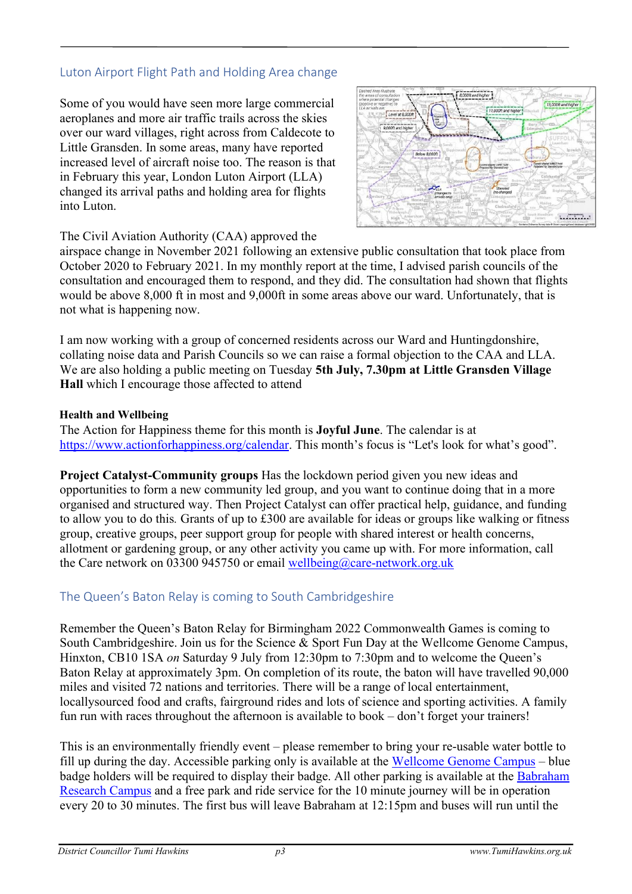## Luton Airport Flight Path and Holding Area change

Some of you would have seen more large commercial aeroplanes and more air traffic trails across the skies over our ward villages, right across from Caldecote to Little Gransden. In some areas, many have reported increased level of aircraft noise too. The reason is that in February this year, London Luton Airport (LLA) changed its arrival paths and holding area for flights into Luton.

The Civil Aviation Authority (CAA) approved the airspace change in November 2021 following an extensive public consultation that took place from October 2020 to February 2021. In my monthly report at the time, I advised parish councils of the consultation and encouraged them to respond, and they did. The consultation had shown that flights would be above 8,000 ft in most and 9,000ft in some areas above our ward. Unfortunately, that is not what is happening now.

I am now working with a group of concerned residents across our Ward and Huntingdonshire, collating noise data and Parish Councils so we can raise a formal objection to the CAA and LLA. We are also holding a public meeting on Tuesday **5th July, 7.30pm at Little Gransden Village Hall** which I encourage those affected to attend

**Health and Wellbeing**
The Action for Happiness theme for this month is **Joyful June**. The calendar is at https://www.actionforhappiness.org/calendar. This month's focus is "Let's look for what's good".

**Project Catalyst-Community groups** Has the lockdown period given you new ideas and opportunities to form a new community led group, and you want to continue doing that in a more organised and structured way. Then Project Catalyst can offer practical help, guidance, and funding to allow you to do this. Grants of up to £300 are available for ideas or groups like walking or fitness group, creative groups, peer support group for people with shared interest or health concerns, allotment or gardening group, or any other activity you came up with. For more information, call the Care network on 03300 945750 or email wellbeing@care-network.org.uk

## The Queen's Baton Relay is coming to South Cambridgeshire

Remember the Queen's Baton Relay for Birmingham 2022 Commonwealth Games is coming to South Cambridgeshire. Join us for the Science & Sport Fun Day at the Wellcome Genome Campus, Hinxton, CB10 1SA *on* Saturday 9 July from 12:30pm to 7:30pm and to welcome the Queen's Baton Relay at approximately 3pm. On completion of its route, the baton will have travelled 90,000 miles and visited 72 nations and territories. There will be a range of local entertainment, locallysourced food and crafts, fairground rides and lots of science and sporting activities. A family fun run with races throughout the afternoon is available to book – don't forget your trainers!

This is an environmentally friendly event – please remember to bring your re-usable water bottle to fill up during the day. Accessible parking only is available at the Wellcome Genome Campus – blue badge holders will be required to display their badge. All other parking is available at the Babraham Research Campus and a free park and ride service for the 10 minute journey will be in operation every 20 to 30 minutes. The first bus will leave Babraham at 12:15pm and buses will run until the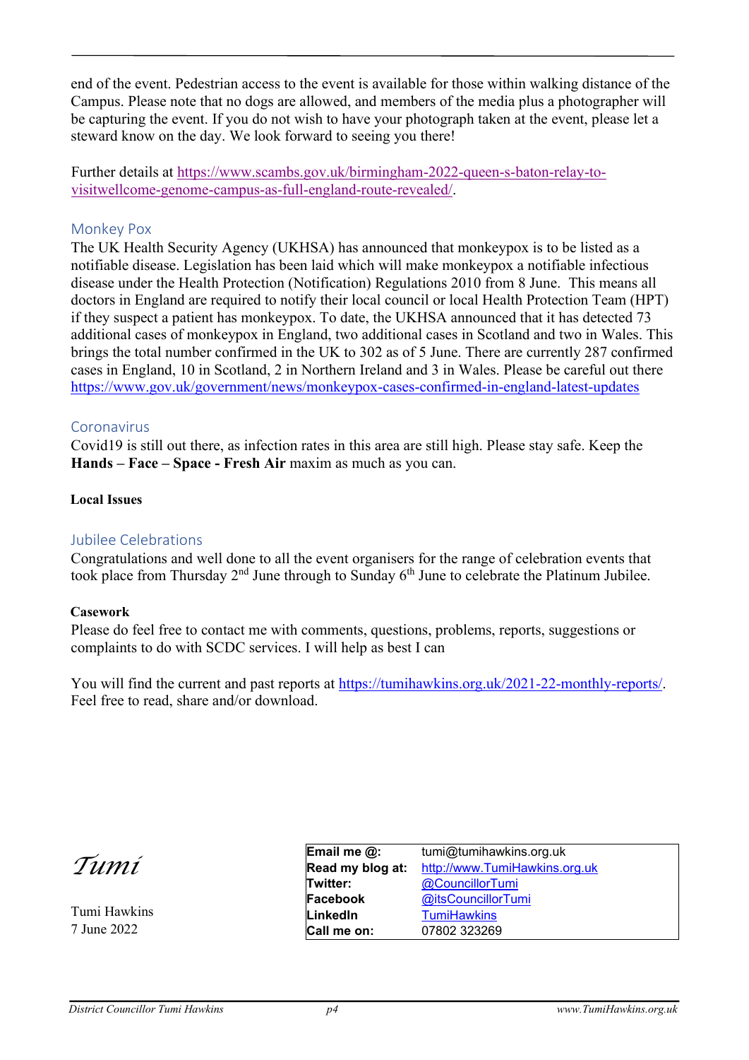end of the event. Pedestrian access to the event is available for those within walking distance of the Campus. Please note that no dogs are allowed, and members of the media plus a photographer will be capturing the event. If you do not wish to have your photograph taken at the event, please let a steward know on the day. We look forward to seeing you there!

Further details at https://www.scambs.gov.uk/birmingham-2022-queen-s-baton-relay-to-visitwellcome-genome-campus-as-full-england-route-revealed/.

## Monkey Pox

The UK Health Security Agency (UKHSA) has announced that monkeypox is to be listed as a notifiable disease. Legislation has been laid which will make monkeypox a notifiable infectious disease under the Health Protection (Notification) Regulations 2010 from 8 June. This means all doctors in England are required to notify their local council or local Health Protection Team (HPT) if they suspect a patient has monkeypox. To date, the UKHSA announced that it has detected 73 additional cases of monkeypox in England, two additional cases in Scotland and two in Wales. This brings the total number confirmed in the UK to 302 as of 5 June. There are currently 287 confirmed cases in England, 10 in Scotland, 2 in Northern Ireland and 3 in Wales. Please be careful out there https://www.gov.uk/government/news/monkeypox-cases-confirmed-in-england-latest-updates

## Coronavirus

Covid19 is still out there, as infection rates in this area are still high. Please stay safe. Keep the **Hands – Face – Space - Fresh Air** maxim as much as you can.

**Local Issues**

## Jubilee Celebrations

Congratulations and well done to all the event organisers for the range of celebration events that took place from Thursday 2nd June through to Sunday 6th June to celebrate the Platinum Jubilee.

**Casework**

Please do feel free to contact me with comments, questions, problems, reports, suggestions or complaints to do with SCDC services. I will help as best I can

You will find the current and past reports at https://tumihawkins.org.uk/2021-22-monthly-reports/. Feel free to read, share and/or download.

*Tumi*

Tumi Hawkins
7 June 2022

| | |
|---|---|
| **Email me @:** | tumi@tumihawkins.org.uk |
| **Read my blog at:** | http://www.TumiHawkins.org.uk |
| **Twitter:** | @CouncillorTumi |
| **Facebook** | @itsCouncillorTumi |
| **LinkedIn** | TumiHawkins |
| **Call me on:** | 07802 323269 |